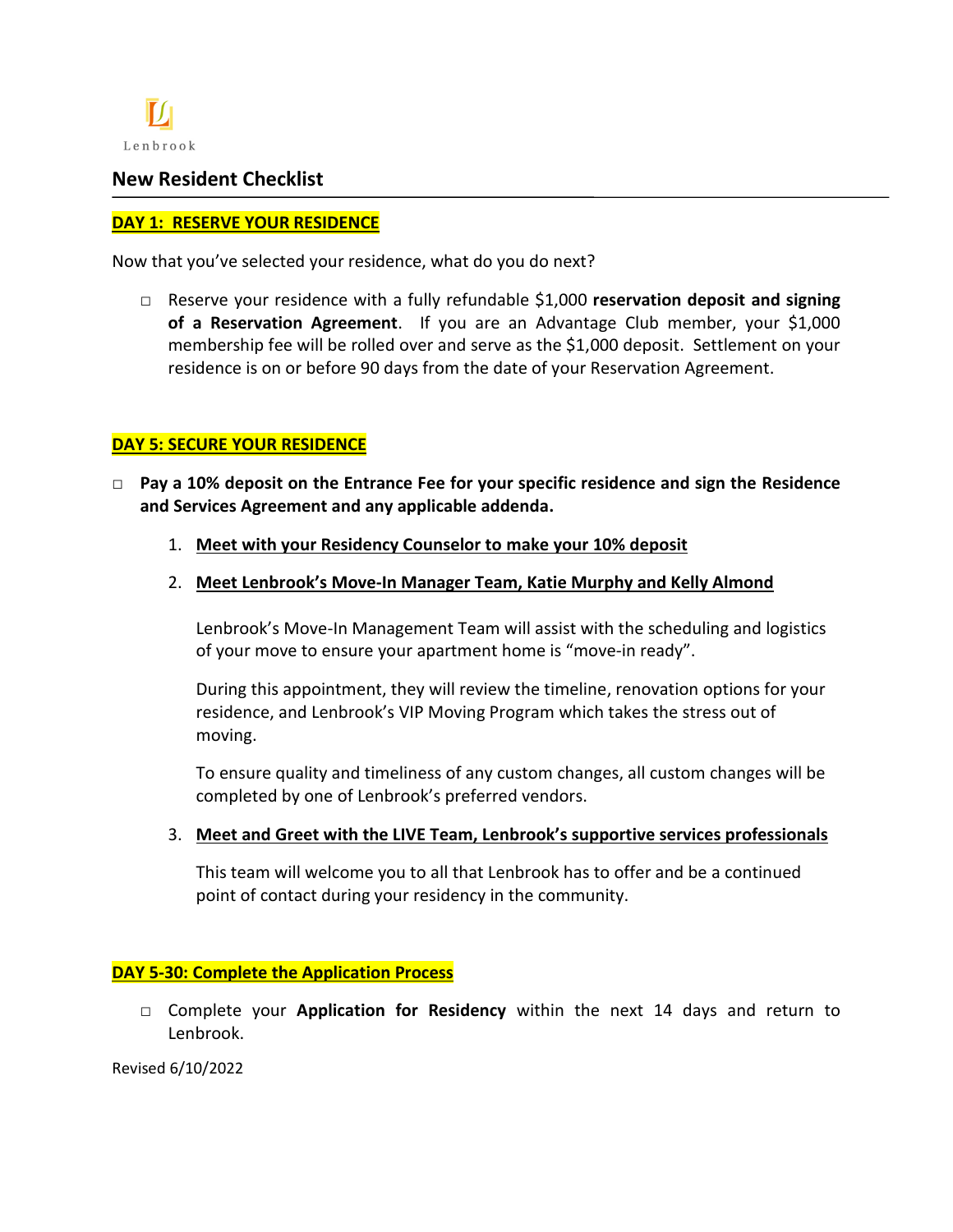Lenbrook

# New Resident Checklist

## DAY 1: RESERVE YOUR RESIDENCE

Now that you've selected your residence, what do you do next?

- □ Reserve your residence with a fully refundable $1,000 **reservation deposit and signing of a Reservation Agreement**. If you are an Advantage Club member, your $1,000 membership fee will be rolled over and serve as the $1,000 deposit. Settlement on your residence is on or before 90 days from the date of your Reservation Agreement.

## DAY 5: SECURE YOUR RESIDENCE

- □ **Pay a 10% deposit on the Entrance Fee for your specific residence and sign the Residence and Services Agreement and any applicable addenda.**

  1. **Meet with your Residency Counselor to make your 10% deposit**

  2. **Meet Lenbrook's Move-In Manager Team, Katie Murphy and Kelly Almond**

     Lenbrook's Move-In Management Team will assist with the scheduling and logistics of your move to ensure your apartment home is "move-in ready".

     During this appointment, they will review the timeline, renovation options for your residence, and Lenbrook's VIP Moving Program which takes the stress out of moving.

     To ensure quality and timeliness of any custom changes, all custom changes will be completed by one of Lenbrook's preferred vendors.

  3. **Meet and Greet with the LIVE Team, Lenbrook's supportive services professionals**

     This team will welcome you to all that Lenbrook has to offer and be a continued point of contact during your residency in the community.

## DAY 5-30: Complete the Application Process

- □ Complete your **Application for Residency** within the next 14 days and return to Lenbrook.

Revised 6/10/2022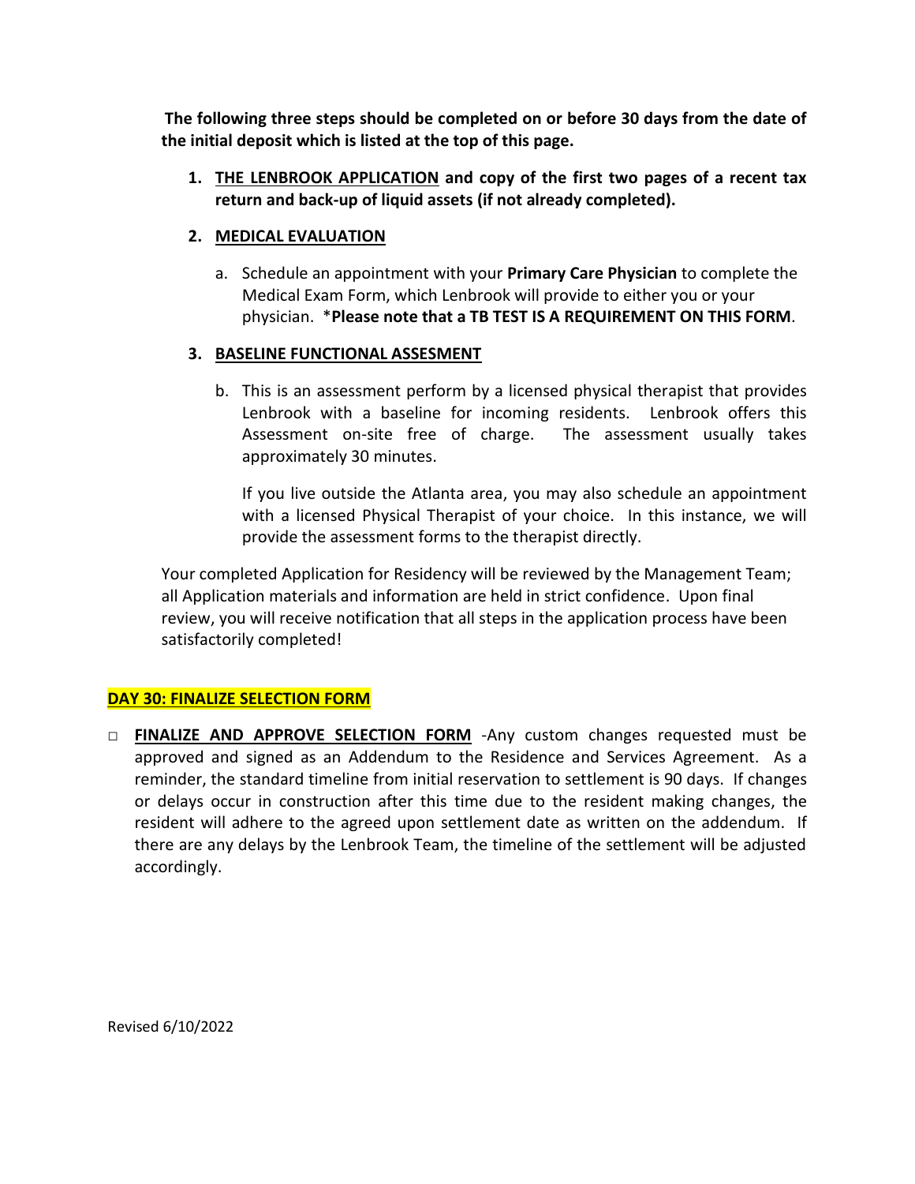**The following three steps should be completed on or before 30 days from the date of the initial deposit which is listed at the top of this page.**

1. **THE LENBROOK APPLICATION and copy of the first two pages of a recent tax return and back-up of liquid assets (if not already completed).**

2. **MEDICAL EVALUATION**

   a. Schedule an appointment with your **Primary Care Physician** to complete the Medical Exam Form, which Lenbrook will provide to either you or your physician. ***Please note that a TB TEST IS A REQUIREMENT ON THIS FORM**.

3. **BASELINE FUNCTIONAL ASSESMENT**

   b. This is an assessment perform by a licensed physical therapist that provides Lenbrook with a baseline for incoming residents. Lenbrook offers this Assessment on-site free of charge. The assessment usually takes approximately 30 minutes.

      If you live outside the Atlanta area, you may also schedule an appointment with a licensed Physical Therapist of your choice. In this instance, we will provide the assessment forms to the therapist directly.

Your completed Application for Residency will be reviewed by the Management Team; all Application materials and information are held in strict confidence. Upon final review, you will receive notification that all steps in the application process have been satisfactorily completed!

**DAY 30: FINALIZE SELECTION FORM**

- □ **FINALIZE AND APPROVE SELECTION FORM** -Any custom changes requested must be approved and signed as an Addendum to the Residence and Services Agreement. As a reminder, the standard timeline from initial reservation to settlement is 90 days. If changes or delays occur in construction after this time due to the resident making changes, the resident will adhere to the agreed upon settlement date as written on the addendum. If there are any delays by the Lenbrook Team, the timeline of the settlement will be adjusted accordingly.

Revised 6/10/2022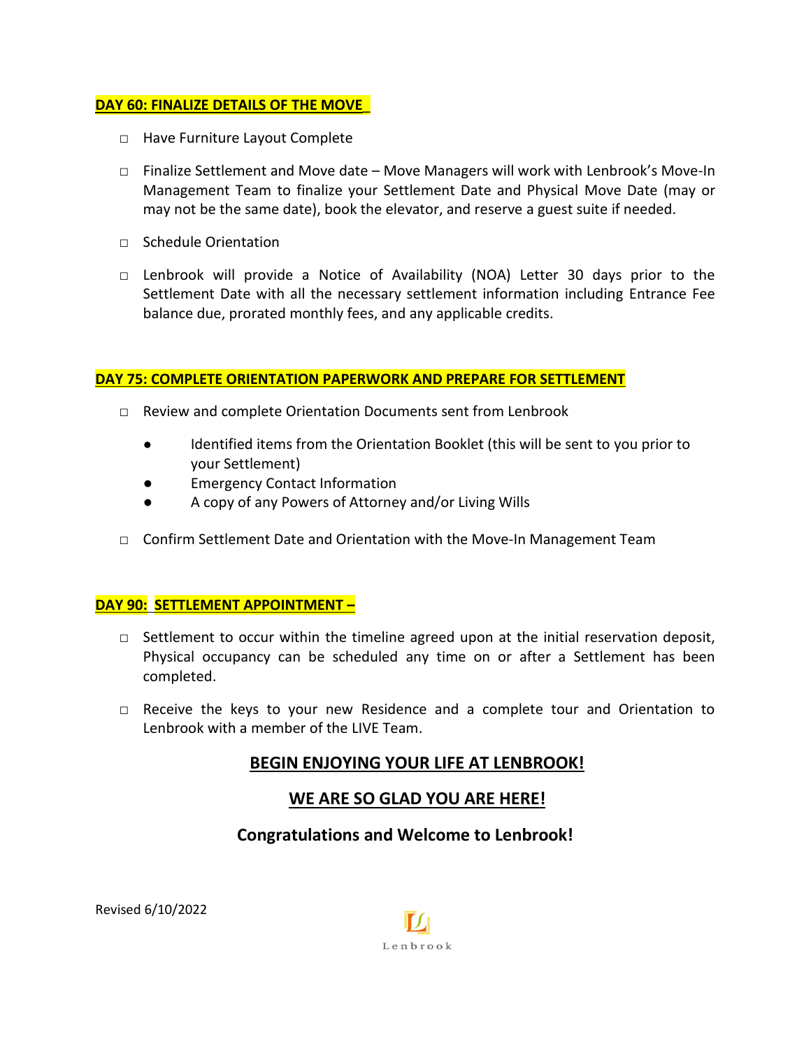## DAY 60: FINALIZE DETAILS OF THE MOVE

- □ Have Furniture Layout Complete
- □ Finalize Settlement and Move date – Move Managers will work with Lenbrook's Move-In Management Team to finalize your Settlement Date and Physical Move Date (may or may not be the same date), book the elevator, and reserve a guest suite if needed.
- □ Schedule Orientation
- □ Lenbrook will provide a Notice of Availability (NOA) Letter 30 days prior to the Settlement Date with all the necessary settlement information including Entrance Fee balance due, prorated monthly fees, and any applicable credits.

## DAY 75: COMPLETE ORIENTATION PAPERWORK AND PREPARE FOR SETTLEMENT

- □ Review and complete Orientation Documents sent from Lenbrook
  - Identified items from the Orientation Booklet (this will be sent to you prior to your Settlement)
  - Emergency Contact Information
  - A copy of any Powers of Attorney and/or Living Wills
- □ Confirm Settlement Date and Orientation with the Move-In Management Team

## DAY 90: SETTLEMENT APPOINTMENT –

- □ Settlement to occur within the timeline agreed upon at the initial reservation deposit, Physical occupancy can be scheduled any time on or after a Settlement has been completed.
- □ Receive the keys to your new Residence and a complete tour and Orientation to Lenbrook with a member of the LIVE Team.

**BEGIN ENJOYING YOUR LIFE AT LENBROOK!**

**WE ARE SO GLAD YOU ARE HERE!**

**Congratulations and Welcome to Lenbrook!**

Revised 6/10/2022

Lenbrook